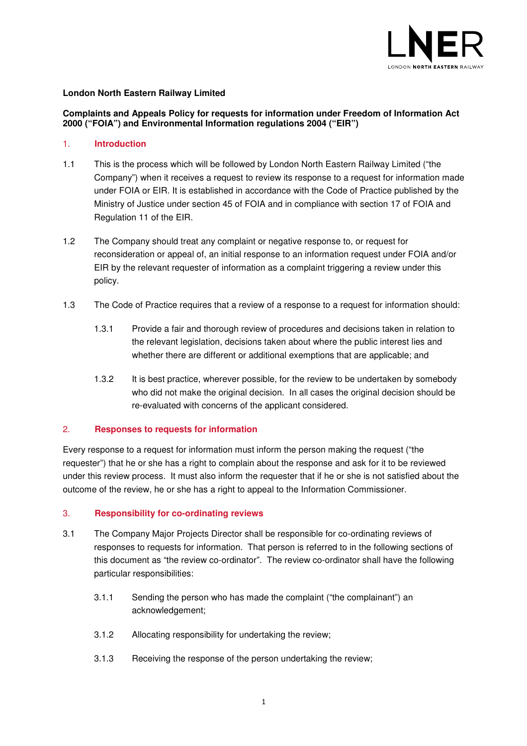**London North Eastern Railway Limited**

**Complaints and Appeals Policy for requests for information under Freedom of Information Act 2000 ("FOIA") and Environmental Information regulations 2004 ("EIR")**

## 1. Introduction

1.1 This is the process which will be followed by London North Eastern Railway Limited ("the Company") when it receives a request to review its response to a request for information made under FOIA or EIR. It is established in accordance with the Code of Practice published by the Ministry of Justice under section 45 of FOIA and in compliance with section 17 of FOIA and Regulation 11 of the EIR.

1.2 The Company should treat any complaint or negative response to, or request for reconsideration or appeal of, an initial response to an information request under FOIA and/or EIR by the relevant requester of information as a complaint triggering a review under this policy.

1.3 The Code of Practice requires that a review of a response to a request for information should:

1.3.1 Provide a fair and thorough review of procedures and decisions taken in relation to the relevant legislation, decisions taken about where the public interest lies and whether there are different or additional exemptions that are applicable; and

1.3.2 It is best practice, wherever possible, for the review to be undertaken by somebody who did not make the original decision. In all cases the original decision should be re-evaluated with concerns of the applicant considered.

## 2. Responses to requests for information

Every response to a request for information must inform the person making the request ("the requester") that he or she has a right to complain about the response and ask for it to be reviewed under this review process. It must also inform the requester that if he or she is not satisfied about the outcome of the review, he or she has a right to appeal to the Information Commissioner.

## 3. Responsibility for co-ordinating reviews

3.1 The Company Major Projects Director shall be responsible for co-ordinating reviews of responses to requests for information. That person is referred to in the following sections of this document as "the review co-ordinator". The review co-ordinator shall have the following particular responsibilities:

3.1.1 Sending the person who has made the complaint ("the complainant") an acknowledgement;

3.1.2 Allocating responsibility for undertaking the review;

3.1.3 Receiving the response of the person undertaking the review;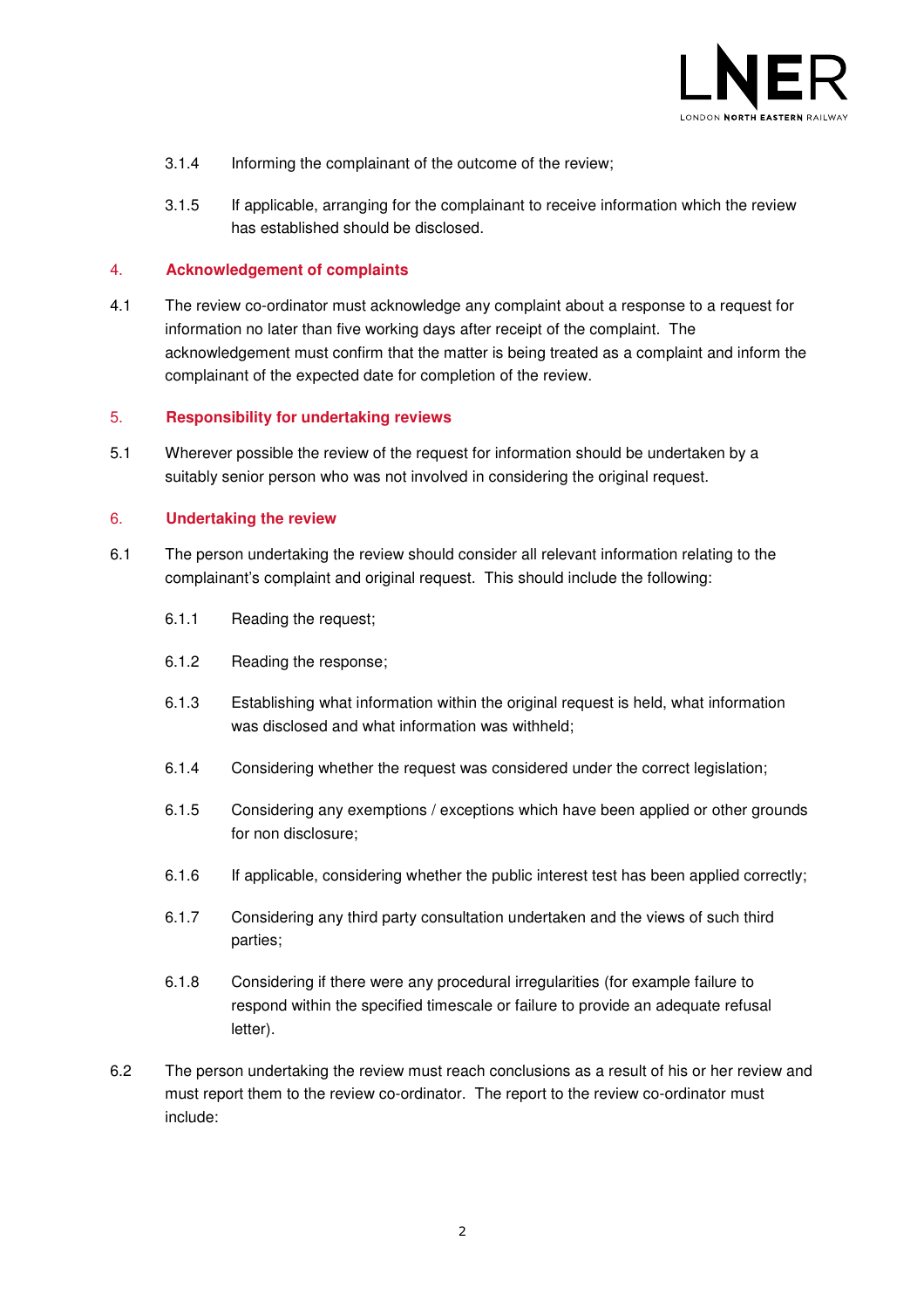3.1.4 Informing the complainant of the outcome of the review;

3.1.5 If applicable, arranging for the complainant to receive information which the review has established should be disclosed.

## 4. Acknowledgement of complaints

4.1 The review co-ordinator must acknowledge any complaint about a response to a request for information no later than five working days after receipt of the complaint. The acknowledgement must confirm that the matter is being treated as a complaint and inform the complainant of the expected date for completion of the review.

## 5. Responsibility for undertaking reviews

5.1 Wherever possible the review of the request for information should be undertaken by a suitably senior person who was not involved in considering the original request.

## 6. Undertaking the review

6.1 The person undertaking the review should consider all relevant information relating to the complainant's complaint and original request. This should include the following:

6.1.1 Reading the request;

6.1.2 Reading the response;

6.1.3 Establishing what information within the original request is held, what information was disclosed and what information was withheld;

6.1.4 Considering whether the request was considered under the correct legislation;

6.1.5 Considering any exemptions / exceptions which have been applied or other grounds for non disclosure;

6.1.6 If applicable, considering whether the public interest test has been applied correctly;

6.1.7 Considering any third party consultation undertaken and the views of such third parties;

6.1.8 Considering if there were any procedural irregularities (for example failure to respond within the specified timescale or failure to provide an adequate refusal letter).

6.2 The person undertaking the review must reach conclusions as a result of his or her review and must report them to the review co-ordinator. The report to the review co-ordinator must include: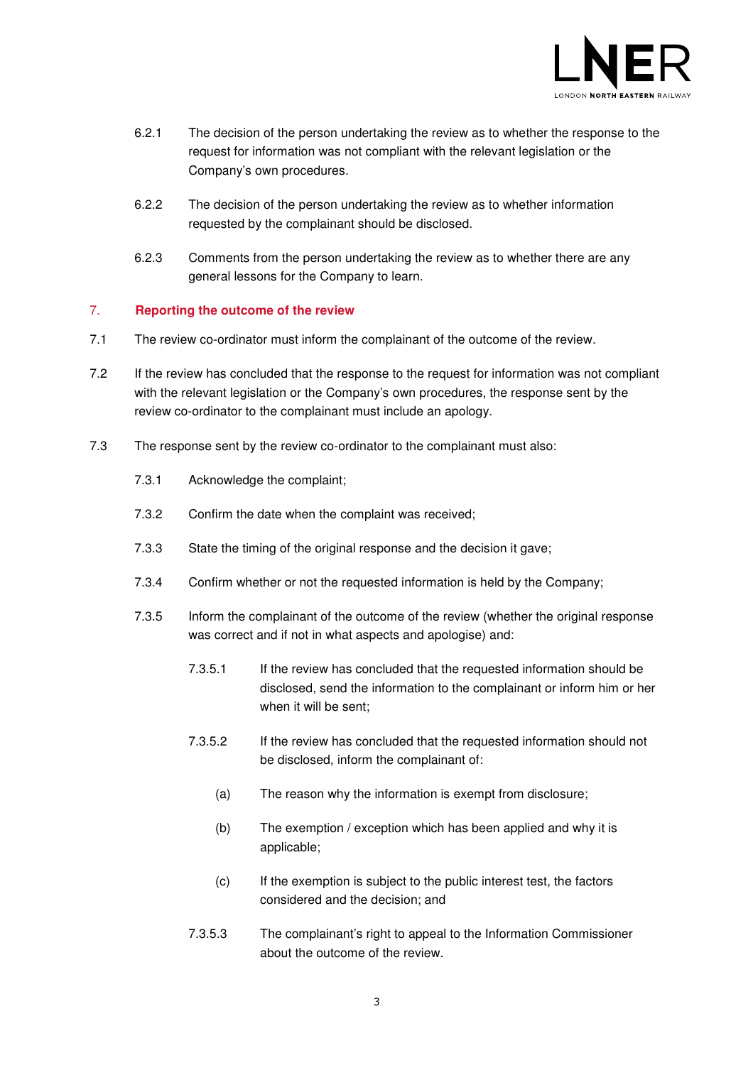6.2.1 The decision of the person undertaking the review as to whether the response to the request for information was not compliant with the relevant legislation or the Company's own procedures.

6.2.2 The decision of the person undertaking the review as to whether information requested by the complainant should be disclosed.

6.2.3 Comments from the person undertaking the review as to whether there are any general lessons for the Company to learn.

## 7. Reporting the outcome of the review

7.1 The review co-ordinator must inform the complainant of the outcome of the review.

7.2 If the review has concluded that the response to the request for information was not compliant with the relevant legislation or the Company's own procedures, the response sent by the review co-ordinator to the complainant must include an apology.

7.3 The response sent by the review co-ordinator to the complainant must also:

7.3.1 Acknowledge the complaint;

7.3.2 Confirm the date when the complaint was received;

7.3.3 State the timing of the original response and the decision it gave;

7.3.4 Confirm whether or not the requested information is held by the Company;

7.3.5 Inform the complainant of the outcome of the review (whether the original response was correct and if not in what aspects and apologise) and:

7.3.5.1 If the review has concluded that the requested information should be disclosed, send the information to the complainant or inform him or her when it will be sent;

7.3.5.2 If the review has concluded that the requested information should not be disclosed, inform the complainant of:

(a) The reason why the information is exempt from disclosure;

(b) The exemption / exception which has been applied and why it is applicable;

(c) If the exemption is subject to the public interest test, the factors considered and the decision; and

7.3.5.3 The complainant's right to appeal to the Information Commissioner about the outcome of the review.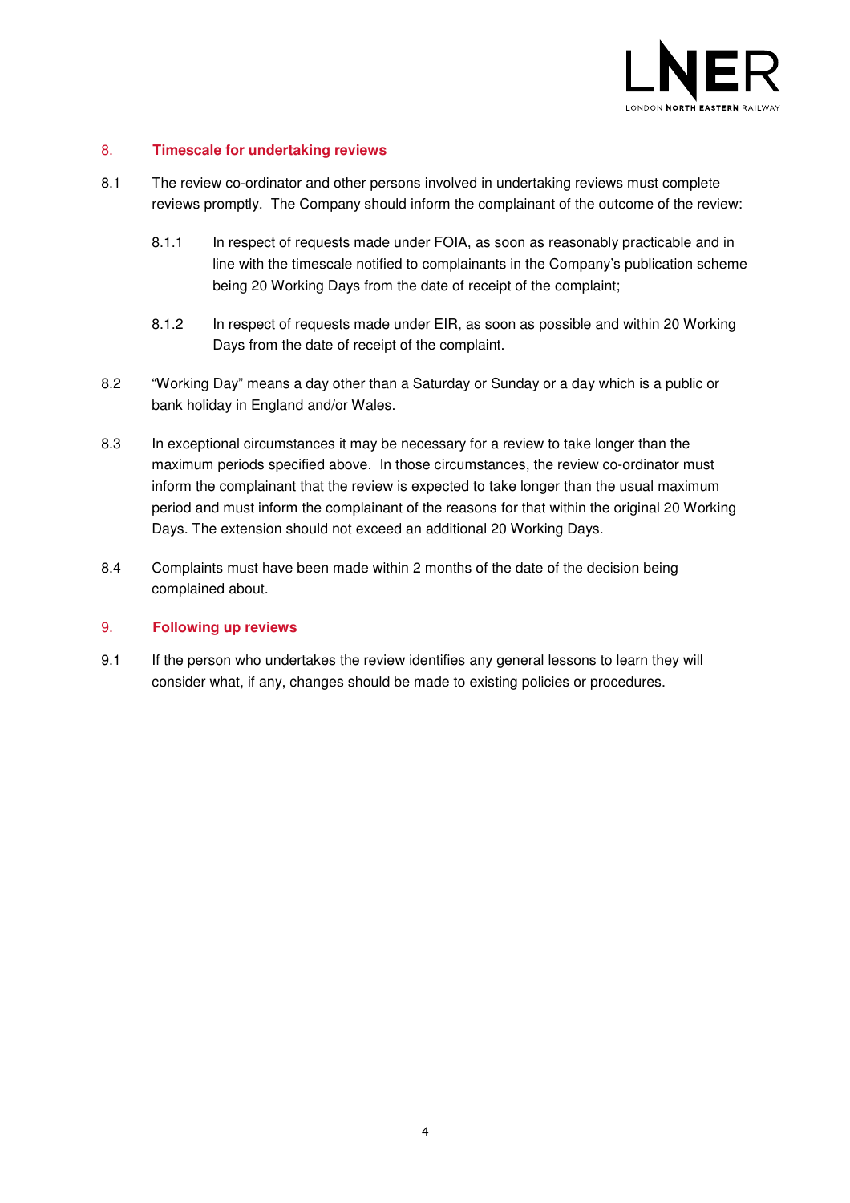## 8. Timescale for undertaking reviews

8.1 The review co-ordinator and other persons involved in undertaking reviews must complete reviews promptly. The Company should inform the complainant of the outcome of the review:

> 8.1.1 In respect of requests made under FOIA, as soon as reasonably practicable and in line with the timescale notified to complainants in the Company's publication scheme being 20 Working Days from the date of receipt of the complaint;
>
> 8.1.2 In respect of requests made under EIR, as soon as possible and within 20 Working Days from the date of receipt of the complaint.

8.2 "Working Day" means a day other than a Saturday or Sunday or a day which is a public or bank holiday in England and/or Wales.

8.3 In exceptional circumstances it may be necessary for a review to take longer than the maximum periods specified above. In those circumstances, the review co-ordinator must inform the complainant that the review is expected to take longer than the usual maximum period and must inform the complainant of the reasons for that within the original 20 Working Days. The extension should not exceed an additional 20 Working Days.

8.4 Complaints must have been made within 2 months of the date of the decision being complained about.

## 9. Following up reviews

9.1 If the person who undertakes the review identifies any general lessons to learn they will consider what, if any, changes should be made to existing policies or procedures.